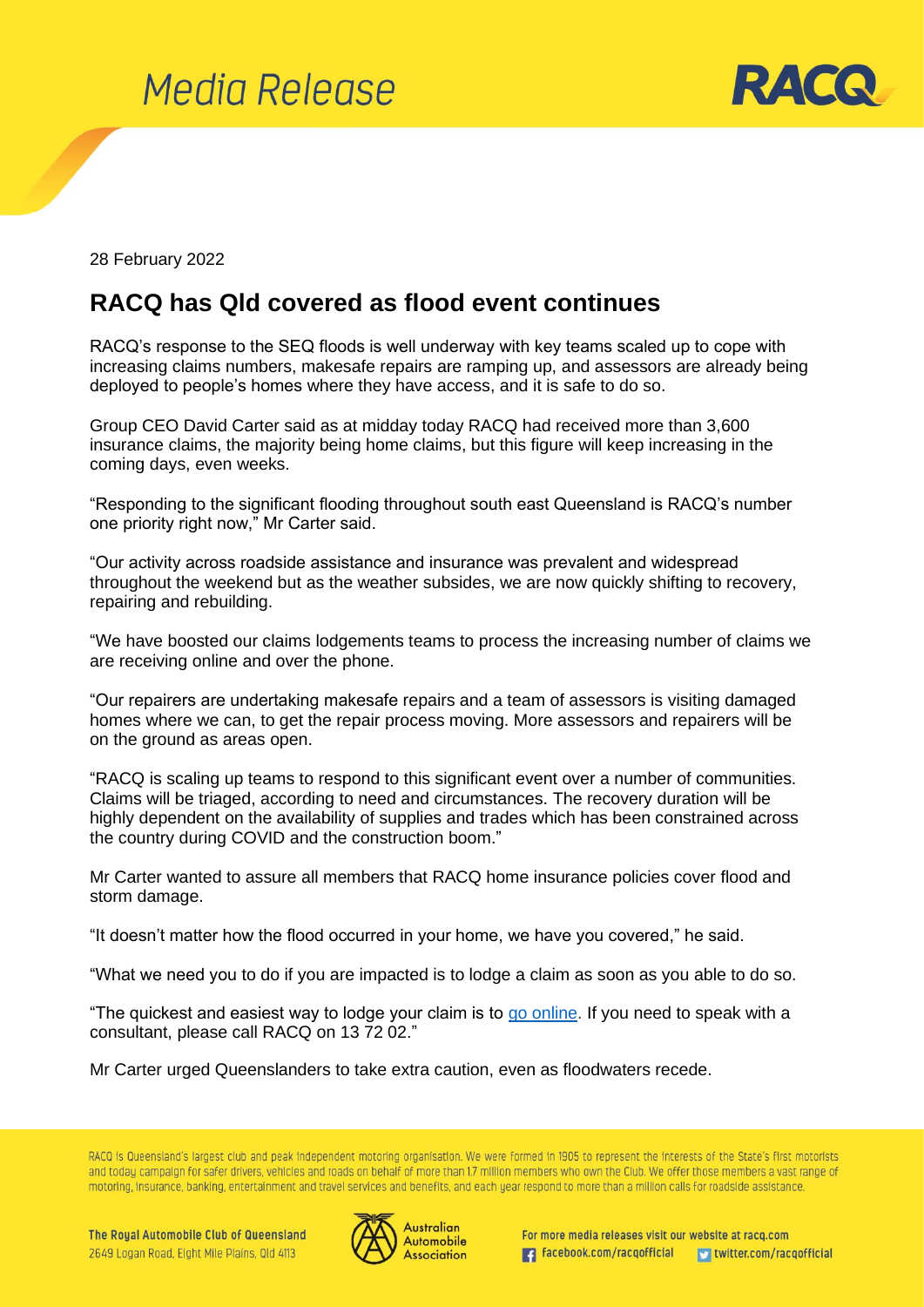Media Release

RACQ

28 February 2022

# RACQ has Qld covered as flood event continues

RACQ's response to the SEQ floods is well underway with key teams scaled up to cope with increasing claims numbers, makesafe repairs are ramping up, and assessors are already being deployed to people's homes where they have access, and it is safe to do so.

Group CEO David Carter said as at midday today RACQ had received more than 3,600 insurance claims, the majority being home claims, but this figure will keep increasing in the coming days, even weeks.

"Responding to the significant flooding throughout south east Queensland is RACQ's number one priority right now," Mr Carter said.

"Our activity across roadside assistance and insurance was prevalent and widespread throughout the weekend but as the weather subsides, we are now quickly shifting to recovery, repairing and rebuilding.

"We have boosted our claims lodgements teams to process the increasing number of claims we are receiving online and over the phone.

"Our repairers are undertaking makesafe repairs and a team of assessors is visiting damaged homes where we can, to get the repair process moving. More assessors and repairers will be on the ground as areas open.

"RACQ is scaling up teams to respond to this significant event over a number of communities. Claims will be triaged, according to need and circumstances. The recovery duration will be highly dependent on the availability of supplies and trades which has been constrained across the country during COVID and the construction boom."

Mr Carter wanted to assure all members that RACQ home insurance policies cover flood and storm damage.

"It doesn't matter how the flood occurred in your home, we have you covered," he said.

"What we need you to do if you are impacted is to lodge a claim as soon as you able to do so.

"The quickest and easiest way to lodge your claim is to go online. If you need to speak with a consultant, please call RACQ on 13 72 02."

Mr Carter urged Queenslanders to take extra caution, even as floodwaters recede.

RACQ is Queensland's largest club and peak independent motoring organisation. We were formed in 1905 to represent the interests of the State's first motorists and today campaign for safer drivers, vehicles and roads on behalf of more than 1.7 million members who own the Club. We offer those members a vast range of motoring, insurance, banking, entertainment and travel services and benefits, and each year respond to more than a million calls for roadside assistance.

The Royal Automobile Club of Queensland
2649 Logan Road, Eight Mile Plains, Qld 4113

Australian Automobile Association

For more media releases visit our website at racq.com
facebook.com/racqofficial twitter.com/racqofficial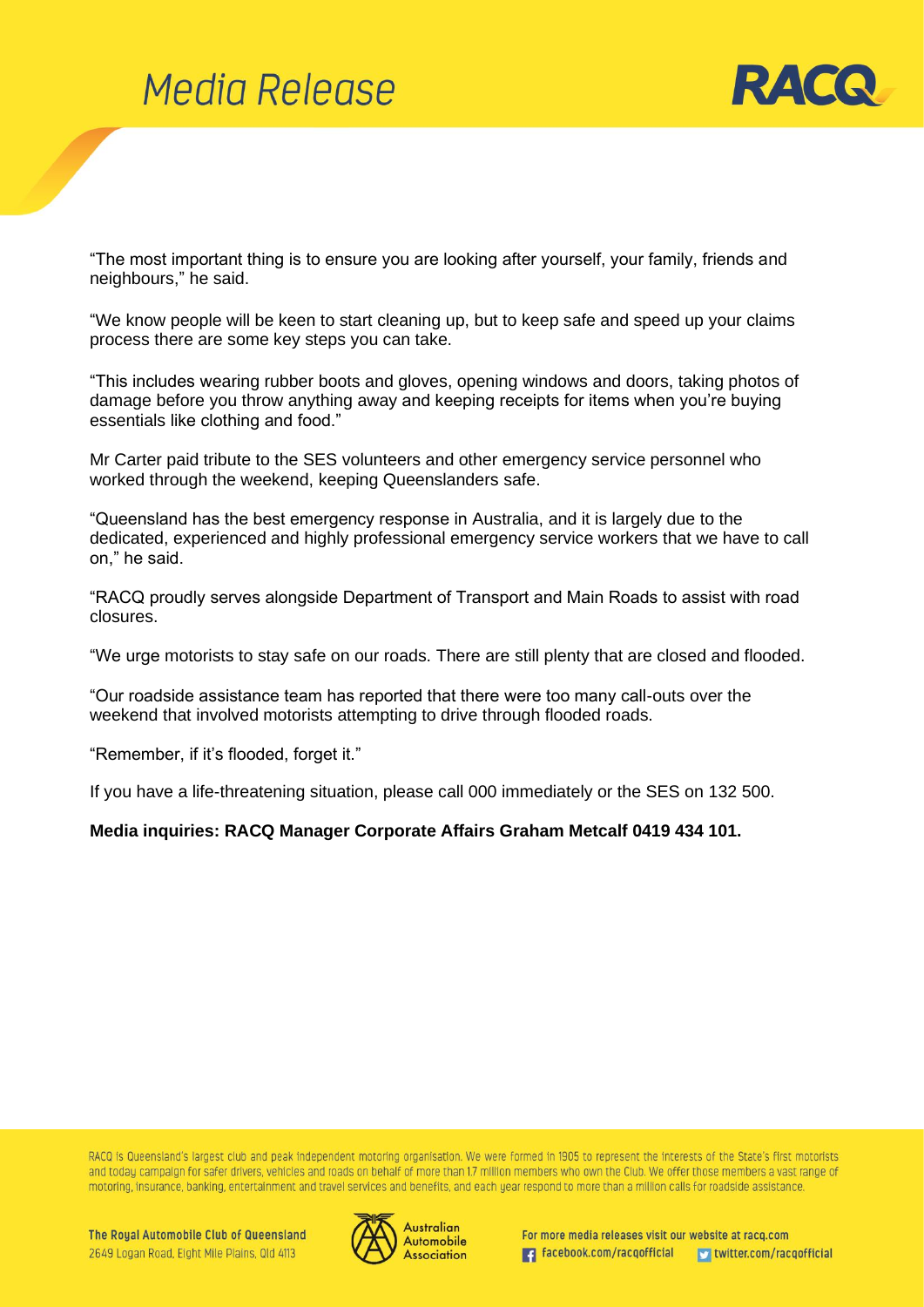"The most important thing is to ensure you are looking after yourself, your family, friends and neighbours," he said.

"We know people will be keen to start cleaning up, but to keep safe and speed up your claims process there are some key steps you can take.

"This includes wearing rubber boots and gloves, opening windows and doors, taking photos of damage before you throw anything away and keeping receipts for items when you're buying essentials like clothing and food."

Mr Carter paid tribute to the SES volunteers and other emergency service personnel who worked through the weekend, keeping Queenslanders safe.

"Queensland has the best emergency response in Australia, and it is largely due to the dedicated, experienced and highly professional emergency service workers that we have to call on," he said.

"RACQ proudly serves alongside Department of Transport and Main Roads to assist with road closures.

"We urge motorists to stay safe on our roads. There are still plenty that are closed and flooded.

"Our roadside assistance team has reported that there were too many call-outs over the weekend that involved motorists attempting to drive through flooded roads.

"Remember, if it's flooded, forget it."

If you have a life-threatening situation, please call 000 immediately or the SES on 132 500.

**Media inquiries: RACQ Manager Corporate Affairs Graham Metcalf 0419 434 101.**